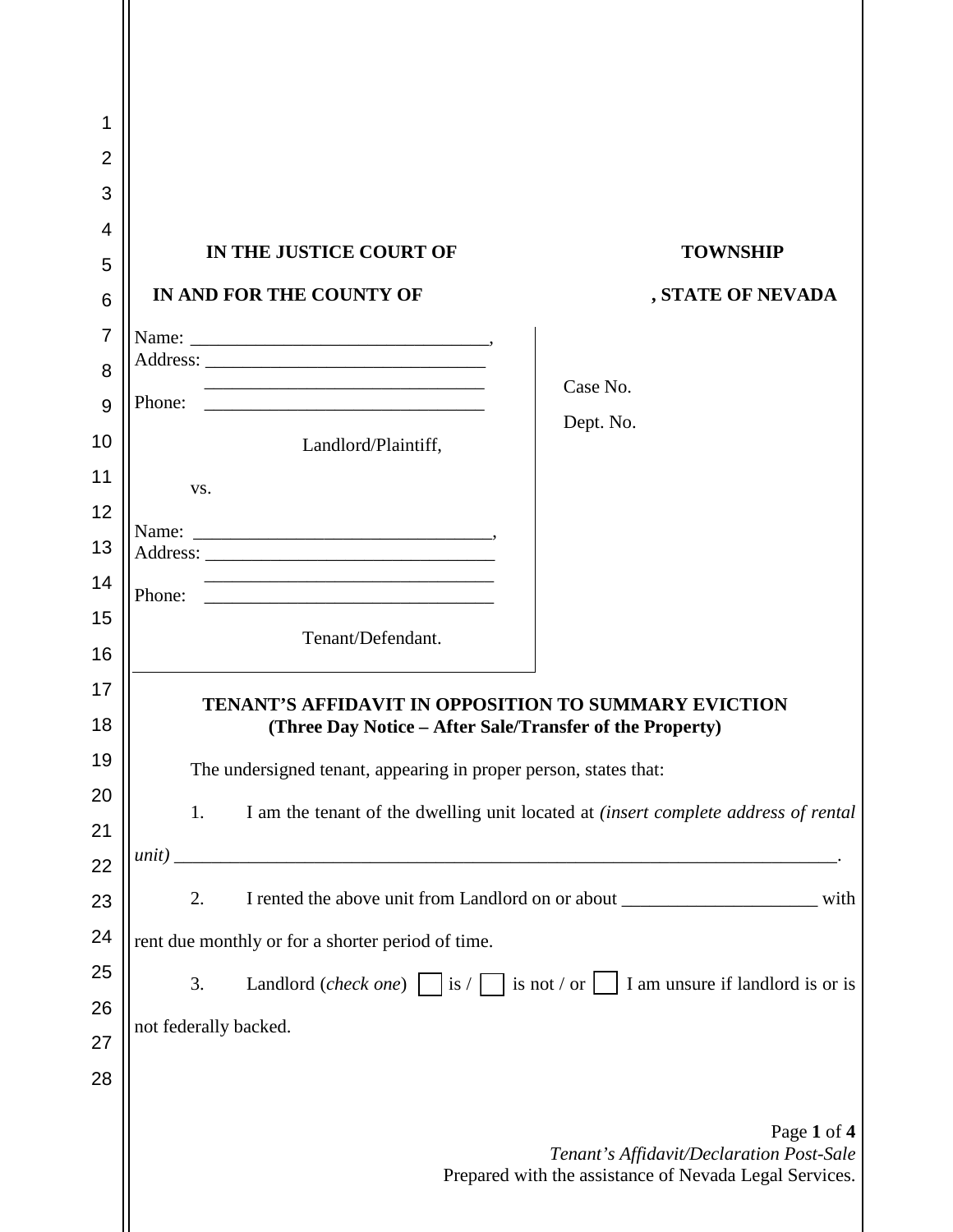**IN THE JUSTICE COURT OF TOWNSHIP**

**IN AND FOR THE COUNTY OF , STATE OF NEVADA**

Name: _________________________________,
Address: _______________________________
_______________________________
Phone: _______________________________

Landlord/Plaintiff,

vs.

Name: _________________________________,
Address: ________________________________
________________________________
Phone: ________________________________

Tenant/Defendant.

Case No.

Dept. No.

**TENANT'S AFFIDAVIT IN OPPOSITION TO SUMMARY EVICTION**
**(Three Day Notice – After Sale/Transfer of the Property)**

The undersigned tenant, appearing in proper person, states that:

1. I am the tenant of the dwelling unit located at *(insert complete address of rental unit)* ___________________________________________________________________________.

2. I rented the above unit from Landlord on or about _____________________ with rent due monthly or for a shorter period of time.

3. Landlord (*check one*) ☐ is / ☐ is not / or ☐ I am unsure if landlord is or is not federally backed.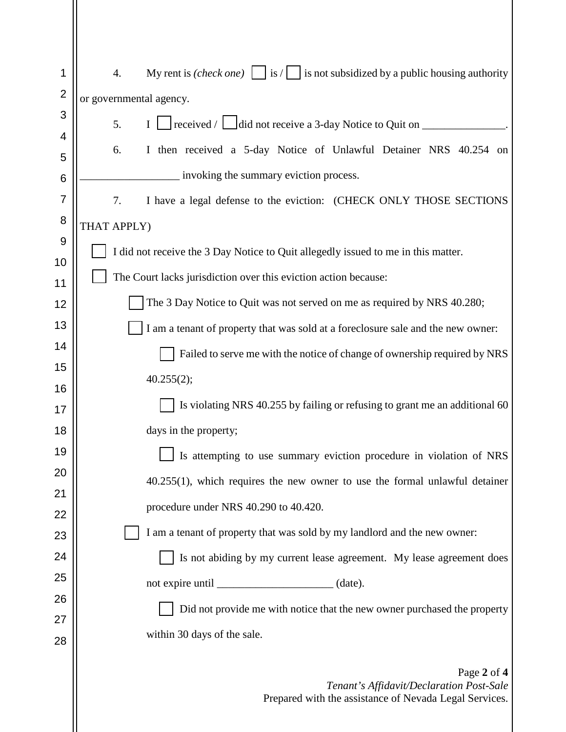4. My rent is *(check one)* ☐ is / ☐ is not subsidized by a public housing authority or governmental agency.

5. I ☐ received / ☐ did not receive a 3-day Notice to Quit on _______________.

6. I then received a 5-day Notice of Unlawful Detainer NRS 40.254 on __________________ invoking the summary eviction process.

7. I have a legal defense to the eviction: (CHECK ONLY THOSE SECTIONS THAT APPLY)

☐ I did not receive the 3 Day Notice to Quit allegedly issued to me in this matter.

☐ The Court lacks jurisdiction over this eviction action because:

- ☐ The 3 Day Notice to Quit was not served on me as required by NRS 40.280;
- ☐ I am a tenant of property that was sold at a foreclosure sale and the new owner:
  - ☐ Failed to serve me with the notice of change of ownership required by NRS 40.255(2);
  - ☐ Is violating NRS 40.255 by failing or refusing to grant me an additional 60 days in the property;
  - ☐ Is attempting to use summary eviction procedure in violation of NRS 40.255(1), which requires the new owner to use the formal unlawful detainer procedure under NRS 40.290 to 40.420.
- ☐ I am a tenant of property that was sold by my landlord and the new owner:
  - ☐ Is not abiding by my current lease agreement. My lease agreement does not expire until _____________________ (date).
  - ☐ Did not provide me with notice that the new owner purchased the property within 30 days of the sale.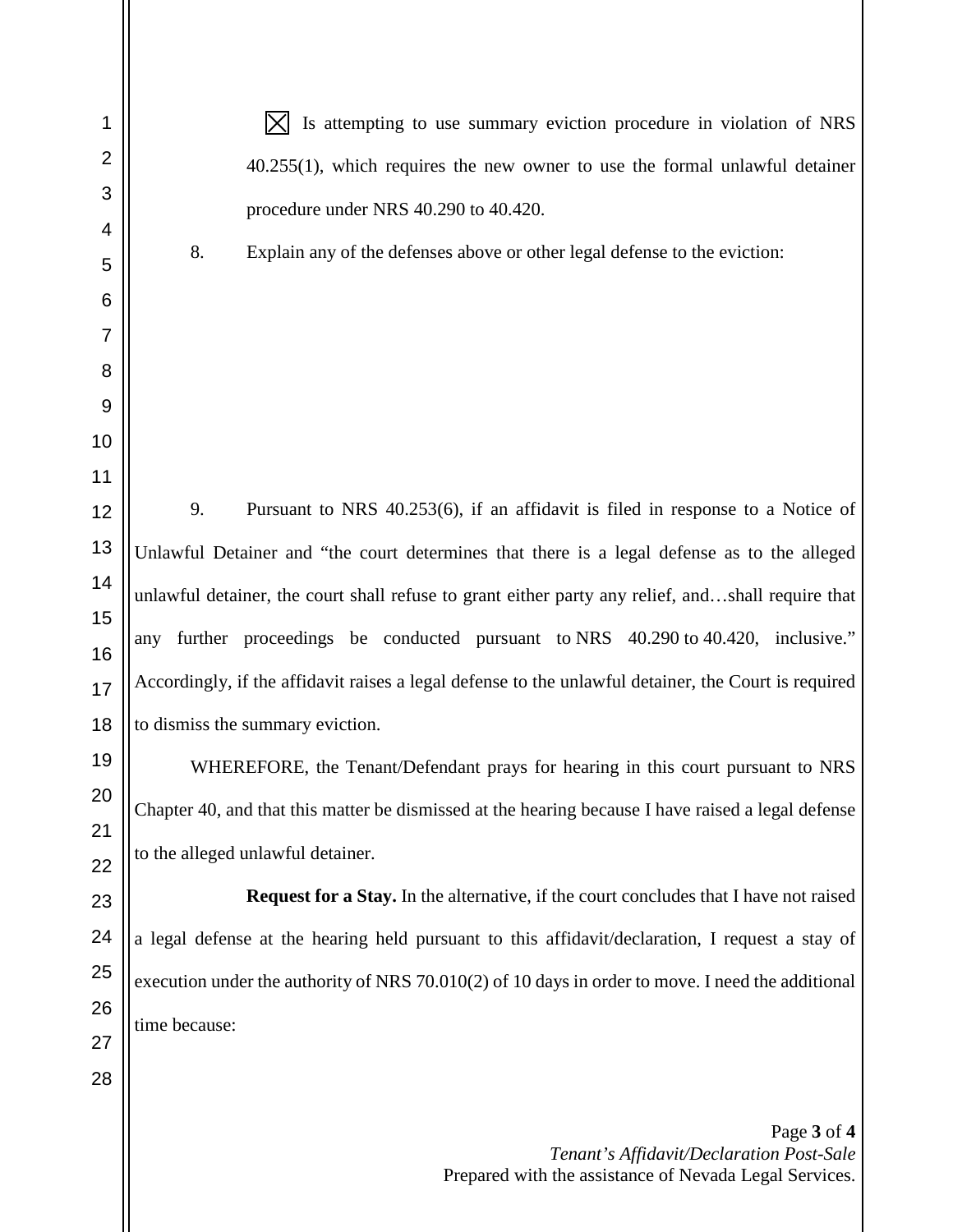☒ Is attempting to use summary eviction procedure in violation of NRS 40.255(1), which requires the new owner to use the formal unlawful detainer procedure under NRS 40.290 to 40.420.

8. Explain any of the defenses above or other legal defense to the eviction:

9. Pursuant to NRS 40.253(6), if an affidavit is filed in response to a Notice of Unlawful Detainer and "the court determines that there is a legal defense as to the alleged unlawful detainer, the court shall refuse to grant either party any relief, and…shall require that any further proceedings be conducted pursuant to NRS 40.290 to 40.420, inclusive." Accordingly, if the affidavit raises a legal defense to the unlawful detainer, the Court is required to dismiss the summary eviction.

WHEREFORE, the Tenant/Defendant prays for hearing in this court pursuant to NRS Chapter 40, and that this matter be dismissed at the hearing because I have raised a legal defense to the alleged unlawful detainer.

**Request for a Stay.** In the alternative, if the court concludes that I have not raised a legal defense at the hearing held pursuant to this affidavit/declaration, I request a stay of execution under the authority of NRS 70.010(2) of 10 days in order to move. I need the additional time because:

*Tenant's Affidavit/Declaration Post-Sale*

Prepared with the assistance of Nevada Legal Services.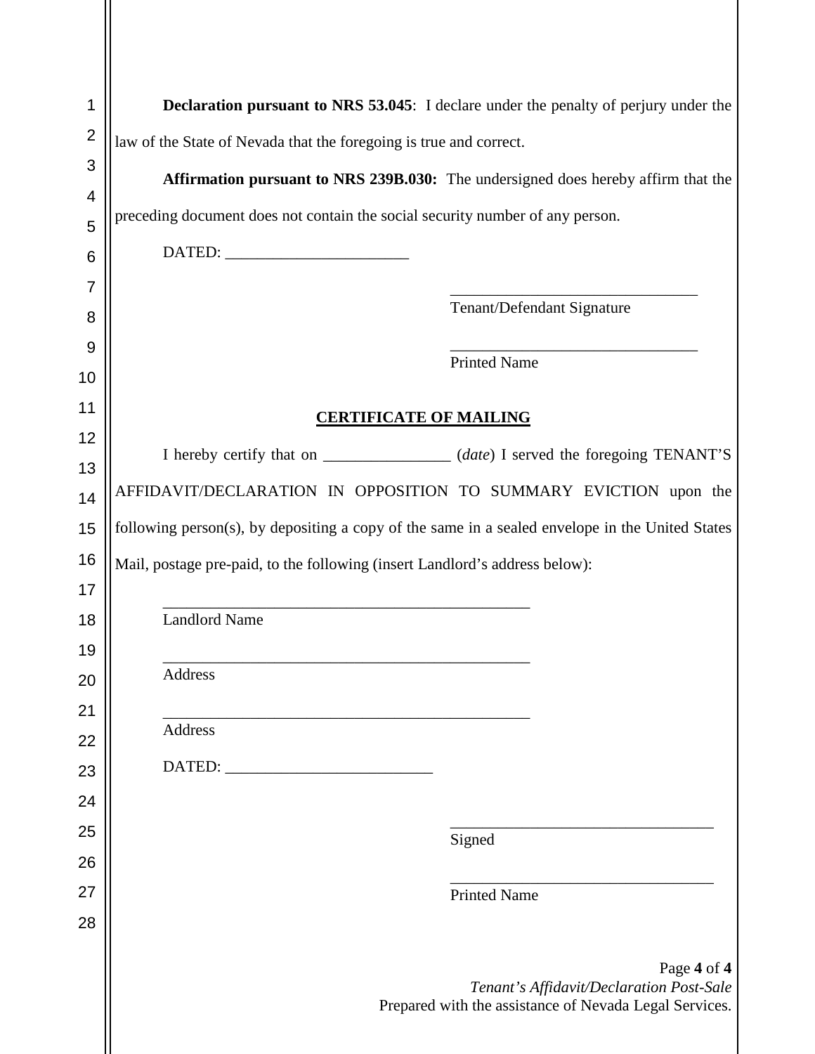**Declaration pursuant to NRS 53.045**: I declare under the penalty of perjury under the law of the State of Nevada that the foregoing is true and correct.

**Affirmation pursuant to NRS 239B.030:** The undersigned does hereby affirm that the preceding document does not contain the social security number of any person.

DATED: _______________________

_______________________________
Tenant/Defendant Signature

_______________________________
Printed Name

## CERTIFICATE OF MAILING

I hereby certify that on ________________ (*date*) I served the foregoing TENANT'S AFFIDAVIT/DECLARATION IN OPPOSITION TO SUMMARY EVICTION upon the following person(s), by depositing a copy of the same in a sealed envelope in the United States Mail, postage pre-paid, to the following (insert Landlord's address below):

_______________________________________________
Landlord Name

_______________________________________________
Address

_______________________________________________
Address

DATED: __________________________

_________________________________
Signed

_________________________________
Printed Name

*Tenant's Affidavit/Declaration Post-Sale*
Prepared with the assistance of Nevada Legal Services.